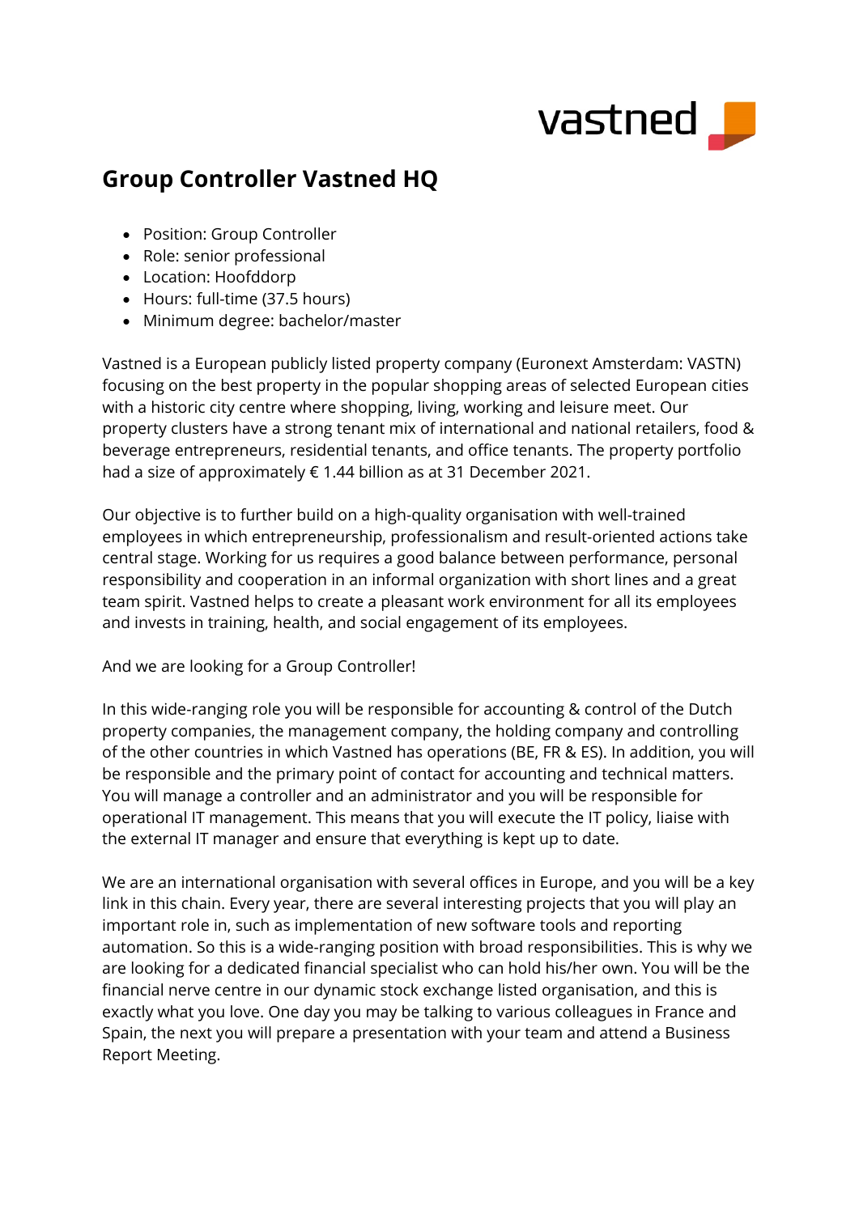# Group Controller Vastned HQ

- Position: Group Controller
- Role: senior professional
- Location: Hoofddorp
- Hours: full-time (37.5 hours)
- Minimum degree: bachelor/master

Vastned is a European publicly listed property company (Euronext Amsterdam: VASTN) focusing on the best property in the popular shopping areas of selected European cities with a historic city centre where shopping, living, working and leisure meet. Our property clusters have a strong tenant mix of international and national retailers, food & beverage entrepreneurs, residential tenants, and office tenants. The property portfolio had a size of approximately € 1.44 billion as at 31 December 2021.

Our objective is to further build on a high-quality organisation with well-trained employees in which entrepreneurship, professionalism and result-oriented actions take central stage. Working for us requires a good balance between performance, personal responsibility and cooperation in an informal organization with short lines and a great team spirit. Vastned helps to create a pleasant work environment for all its employees and invests in training, health, and social engagement of its employees.

And we are looking for a Group Controller!

In this wide-ranging role you will be responsible for accounting & control of the Dutch property companies, the management company, the holding company and controlling of the other countries in which Vastned has operations (BE, FR & ES). In addition, you will be responsible and the primary point of contact for accounting and technical matters. You will manage a controller and an administrator and you will be responsible for operational IT management. This means that you will execute the IT policy, liaise with the external IT manager and ensure that everything is kept up to date.

We are an international organisation with several offices in Europe, and you will be a key link in this chain. Every year, there are several interesting projects that you will play an important role in, such as implementation of new software tools and reporting automation. So this is a wide-ranging position with broad responsibilities. This is why we are looking for a dedicated financial specialist who can hold his/her own. You will be the financial nerve centre in our dynamic stock exchange listed organisation, and this is exactly what you love. One day you may be talking to various colleagues in France and Spain, the next you will prepare a presentation with your team and attend a Business Report Meeting.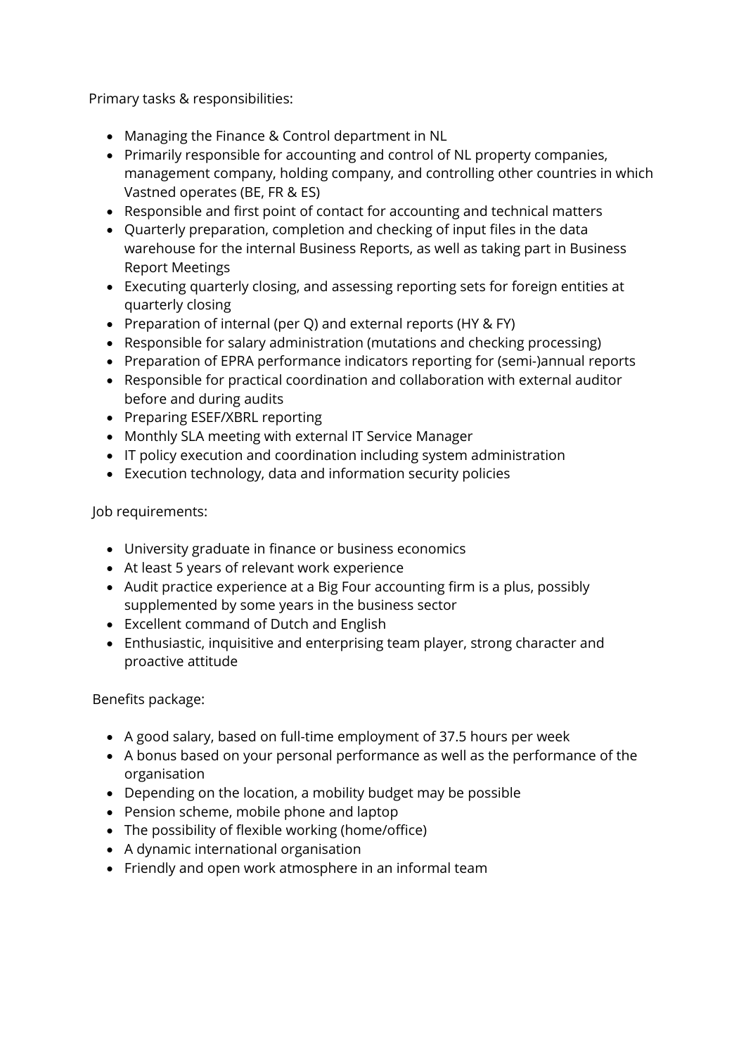Primary tasks & responsibilities:

- Managing the Finance & Control department in NL
- Primarily responsible for accounting and control of NL property companies, management company, holding company, and controlling other countries in which Vastned operates (BE, FR & ES)
- Responsible and first point of contact for accounting and technical matters
- Quarterly preparation, completion and checking of input files in the data warehouse for the internal Business Reports, as well as taking part in Business Report Meetings
- Executing quarterly closing, and assessing reporting sets for foreign entities at quarterly closing
- Preparation of internal (per Q) and external reports (HY & FY)
- Responsible for salary administration (mutations and checking processing)
- Preparation of EPRA performance indicators reporting for (semi-)annual reports
- Responsible for practical coordination and collaboration with external auditor before and during audits
- Preparing ESEF/XBRL reporting
- Monthly SLA meeting with external IT Service Manager
- IT policy execution and coordination including system administration
- Execution technology, data and information security policies

Job requirements:

- University graduate in finance or business economics
- At least 5 years of relevant work experience
- Audit practice experience at a Big Four accounting firm is a plus, possibly supplemented by some years in the business sector
- Excellent command of Dutch and English
- Enthusiastic, inquisitive and enterprising team player, strong character and proactive attitude

Benefits package:

- A good salary, based on full-time employment of 37.5 hours per week
- A bonus based on your personal performance as well as the performance of the organisation
- Depending on the location, a mobility budget may be possible
- Pension scheme, mobile phone and laptop
- The possibility of flexible working (home/office)
- A dynamic international organisation
- Friendly and open work atmosphere in an informal team